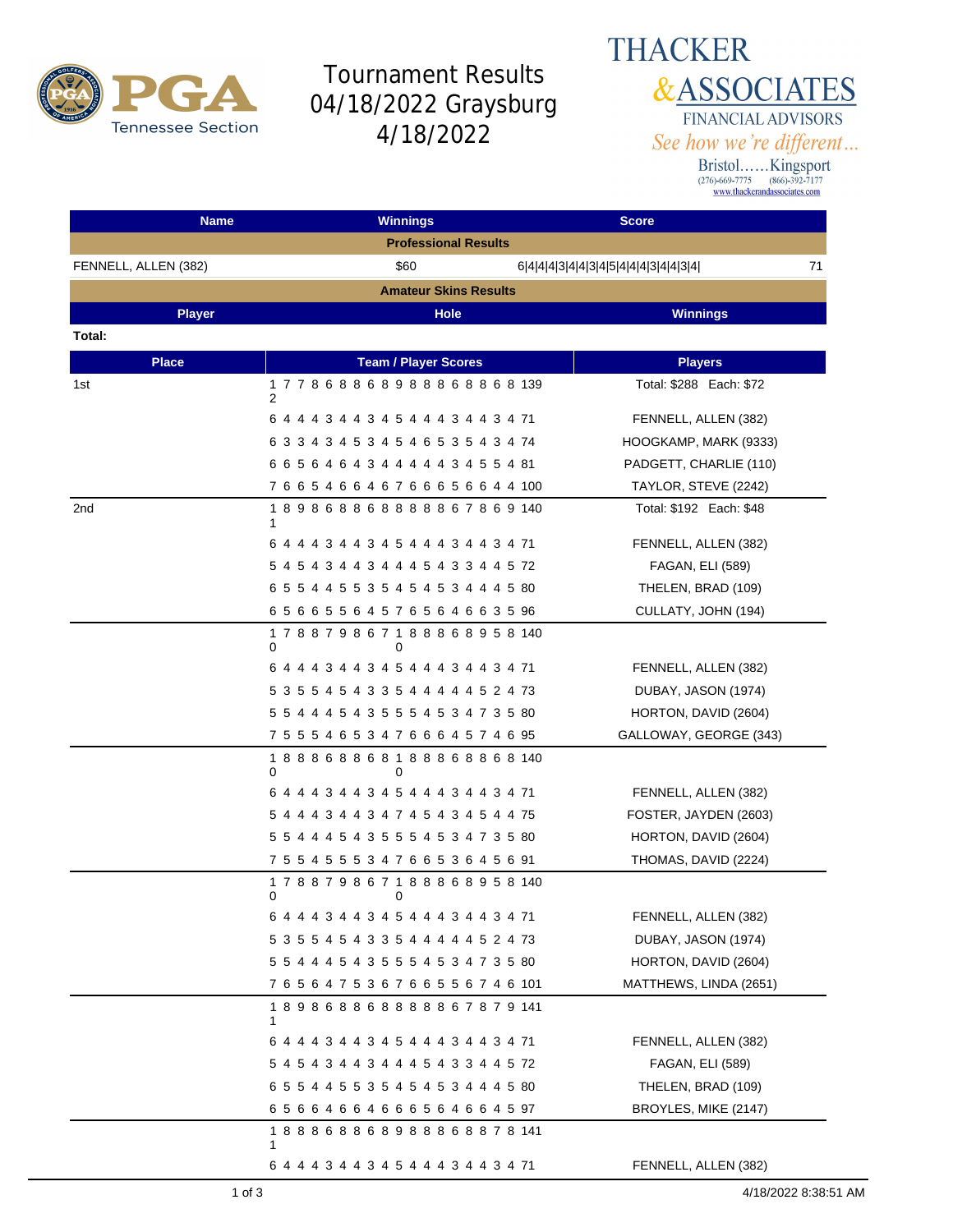# Tournament Results
## 04/18/2022 Graysburg
## 4/18/2022

THACKER & ASSOCIATES
FINANCIAL ADVISORS
*See how we're different...*
Bristol......Kingsport
(276)-669-7775 (866)-392-7177
www.thackerandassociates.com

| Name | Winnings | Score | |
|---|---|---|---|
| **Professional Results** | | | |
| FENNELL, ALLEN (382) | $60 | 6\|4\|4\|4\|3\|4\|4\|3\|4\|5\|4\|4\|4\|3\|4\|4\|3\|4\| | 71 |

**Amateur Skins Results**

| Player | Hole | Winnings |
|---|---|---|

**Total:**

| Place | Team / Player Scores | Players |
|---|---|---|
| 1st | 12 7 7 8 6 8 8 6 8 9 8 8 8 6 8 8 6 8 139 | Total: $288 Each: $72 |
| | 6 4 4 4 3 4 4 3 4 5 4 4 4 3 4 4 3 4 71 | FENNELL, ALLEN (382) |
| | 6 3 3 4 3 4 5 3 4 5 4 6 5 3 5 4 3 4 74 | HOOGKAMP, MARK (9333) |
| | 6 6 5 6 4 6 4 3 4 4 4 4 4 3 4 5 5 4 81 | PADGETT, CHARLIE (110) |
| | 7 6 6 5 4 6 6 4 6 7 6 6 6 5 6 6 4 4 100 | TAYLOR, STEVE (2242) |
| 2nd | 11 8 9 8 6 8 8 6 8 8 8 8 8 6 7 8 6 9 140 | Total: $192 Each: $48 |
| | 6 4 4 4 3 4 4 3 4 5 4 4 4 3 4 4 3 4 71 | FENNELL, ALLEN (382) |
| | 5 4 5 4 3 4 4 3 4 4 4 5 4 3 3 4 4 5 72 | FAGAN, ELI (589) |
| | 6 5 5 4 4 5 5 3 5 4 5 4 5 3 4 4 4 5 80 | THELEN, BRAD (109) |
| | 6 5 6 6 5 5 6 4 5 7 6 5 6 4 6 6 3 5 96 | CULLATY, JOHN (194) |
| | 10 7 8 8 7 9 8 6 7 10 8 8 8 6 8 9 5 8 140 | |
| | 6 4 4 4 3 4 4 3 4 5 4 4 4 3 4 4 3 4 71 | FENNELL, ALLEN (382) |
| | 5 3 5 5 4 5 4 3 3 5 4 4 4 4 4 5 2 4 73 | DUBAY, JASON (1974) |
| | 5 5 4 4 4 5 4 3 5 5 5 4 5 3 4 7 3 5 80 | HORTON, DAVID (2604) |
| | 7 5 5 5 4 6 5 3 4 7 6 6 6 4 5 7 4 6 95 | GALLOWAY, GEORGE (343) |
| | 10 8 8 8 6 8 8 6 8 10 8 8 8 6 8 8 6 8 140 | |
| | 6 4 4 4 3 4 4 3 4 5 4 4 4 3 4 4 3 4 71 | FENNELL, ALLEN (382) |
| | 5 4 4 4 3 4 4 3 4 7 4 5 4 3 4 5 4 4 75 | FOSTER, JAYDEN (2603) |
| | 5 5 4 4 4 5 4 3 5 5 5 4 5 3 4 7 3 5 80 | HORTON, DAVID (2604) |
| | 7 5 5 4 5 5 5 3 4 7 6 6 5 3 6 4 5 6 91 | THOMAS, DAVID (2224) |
| | 10 7 8 8 7 9 8 6 7 10 8 8 8 6 8 9 5 8 140 | |
| | 6 4 4 4 3 4 4 3 4 5 4 4 4 3 4 4 3 4 71 | FENNELL, ALLEN (382) |
| | 5 3 5 5 4 5 4 3 3 5 4 4 4 4 4 5 2 4 73 | DUBAY, JASON (1974) |
| | 5 5 4 4 4 5 4 3 5 5 5 4 5 3 4 7 3 5 80 | HORTON, DAVID (2604) |
| | 7 6 5 6 4 7 5 3 6 7 6 6 5 5 6 7 4 6 101 | MATTHEWS, LINDA (2651) |
| | 11 8 9 8 6 8 8 6 8 8 8 8 8 6 7 8 7 9 141 | |
| | 6 4 4 4 3 4 4 3 4 5 4 4 4 3 4 4 3 4 71 | FENNELL, ALLEN (382) |
| | 5 4 5 4 3 4 4 3 4 4 4 5 4 3 3 4 4 5 72 | FAGAN, ELI (589) |
| | 6 5 5 4 4 5 5 3 5 4 5 4 5 3 4 4 4 5 80 | THELEN, BRAD (109) |
| | 6 5 6 6 4 6 6 4 6 6 6 5 6 4 6 6 4 5 97 | BROYLES, MIKE (2147) |
| | 11 8 8 8 6 8 8 6 8 9 8 8 8 6 8 8 7 8 141 | |
| | 6 4 4 4 3 4 4 3 4 5 4 4 4 3 4 4 3 4 71 | FENNELL, ALLEN (382) |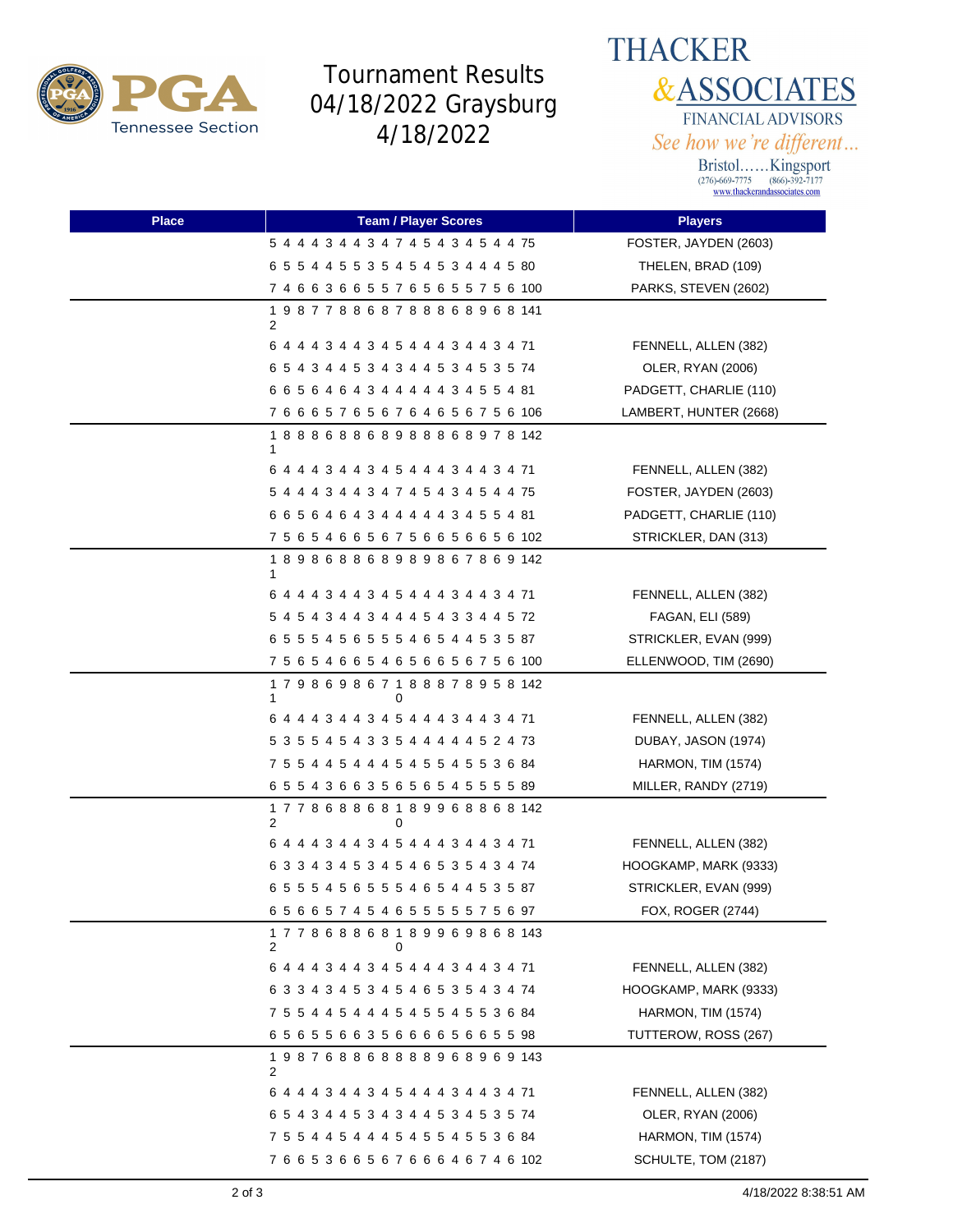# Tournament Results 04/18/2022 Graysburg 4/18/2022

THACKER & ASSOCIATES
FINANCIAL ADVISORS
*See how we're different...*
Bristol......Kingsport
(276)-669-7775 (866)-392-7177
www.thackerandassociates.com

| Place | Team / Player Scores | Players |
|---|---|---|
| | 5 4 4 4 3 4 4 3 4 7 4 5 4 3 4 5 4 4 75 | FOSTER, JAYDEN (2603) |
| | 6 5 5 4 4 5 5 3 5 4 5 4 5 3 4 4 4 5 80 | THELEN, BRAD (109) |
| | 7 4 6 6 3 6 6 5 5 7 6 5 6 5 5 7 5 6 100 | PARKS, STEVEN (2602) |
| | 12 9 8 7 7 8 8 6 8 7 8 8 8 6 8 9 6 8 141 | |
| | 6 4 4 4 3 4 4 3 4 5 4 4 4 3 4 4 3 4 71 | FENNELL, ALLEN (382) |
| | 6 5 4 3 4 4 5 3 4 3 4 4 5 3 4 5 3 5 74 | OLER, RYAN (2006) |
| | 6 6 5 6 4 6 4 3 4 4 4 4 4 3 4 5 5 4 81 | PADGETT, CHARLIE (110) |
| | 7 6 6 6 5 7 6 5 6 7 6 4 6 5 6 7 5 6 106 | LAMBERT, HUNTER (2668) |
| | 11 8 8 8 6 8 8 6 8 9 8 8 8 6 8 9 7 8 142 | |
| | 6 4 4 4 3 4 4 3 4 5 4 4 4 3 4 4 3 4 71 | FENNELL, ALLEN (382) |
| | 5 4 4 4 3 4 4 3 4 7 4 5 4 3 4 5 4 4 75 | FOSTER, JAYDEN (2603) |
| | 6 6 5 6 4 6 4 3 4 4 4 4 4 3 4 5 5 4 81 | PADGETT, CHARLIE (110) |
| | 7 5 6 5 4 6 6 5 6 7 5 6 6 5 6 6 5 6 102 | STRICKLER, DAN (313) |
| | 11 8 9 8 6 8 8 6 8 9 8 9 8 6 7 8 6 9 142 | |
| | 6 4 4 4 3 4 4 3 4 5 4 4 4 3 4 4 3 4 71 | FENNELL, ALLEN (382) |
| | 5 4 5 4 3 4 4 3 4 4 4 5 4 3 3 4 4 5 72 | FAGAN, ELI (589) |
| | 6 5 5 5 4 5 6 5 5 5 4 6 5 4 4 5 3 5 87 | STRICKLER, EVAN (999) |
| | 7 5 6 5 4 6 6 5 4 6 5 6 6 5 6 7 5 6 100 | ELLENWOOD, TIM (2690) |
| | 11 7 9 8 6 9 8 6 7 10 8 8 8 7 8 9 5 8 142 | |
| | 6 4 4 4 3 4 4 3 4 5 4 4 4 3 4 4 3 4 71 | FENNELL, ALLEN (382) |
| | 5 3 5 5 4 5 4 3 3 5 4 4 4 4 4 5 2 4 73 | DUBAY, JASON (1974) |
| | 7 5 5 4 4 5 4 4 4 5 4 5 5 4 5 5 3 6 84 | HARMON, TIM (1574) |
| | 6 5 5 4 3 6 6 3 5 6 5 6 5 4 5 5 5 5 89 | MILLER, RANDY (2719) |
| | 12 7 7 8 6 8 8 6 8 10 8 9 9 6 8 8 6 8 142 | |
| | 6 4 4 4 3 4 4 3 4 5 4 4 4 3 4 4 3 4 71 | FENNELL, ALLEN (382) |
| | 6 3 3 4 3 4 5 3 4 5 4 6 5 3 5 4 3 4 74 | HOOGKAMP, MARK (9333) |
| | 6 5 5 5 4 5 6 5 5 5 4 6 5 4 4 5 3 5 87 | STRICKLER, EVAN (999) |
| | 6 5 6 6 5 7 4 5 4 6 5 5 5 5 5 7 5 6 97 | FOX, ROGER (2744) |
| | 12 7 7 8 6 8 8 6 8 10 8 9 9 6 9 8 6 8 143 | |
| | 6 4 4 4 3 4 4 3 4 5 4 4 4 3 4 4 3 4 71 | FENNELL, ALLEN (382) |
| | 6 3 3 4 3 4 5 3 4 5 4 6 5 3 5 4 3 4 74 | HOOGKAMP, MARK (9333) |
| | 7 5 5 4 4 5 4 4 4 5 4 5 5 4 5 5 3 6 84 | HARMON, TIM (1574) |
| | 6 5 6 5 5 6 6 3 5 6 6 6 6 5 6 6 5 5 98 | TUTTEROW, ROSS (267) |
| | 12 9 8 7 6 8 8 6 8 8 8 8 9 6 8 9 6 9 143 | |
| | 6 4 4 4 3 4 4 3 4 5 4 4 4 3 4 4 3 4 71 | FENNELL, ALLEN (382) |
| | 6 5 4 3 4 4 5 3 4 3 4 4 5 3 4 5 3 5 74 | OLER, RYAN (2006) |
| | 7 5 5 4 4 5 4 4 4 5 4 5 5 4 5 5 3 6 84 | HARMON, TIM (1574) |
| | 7 6 6 5 3 6 6 5 6 7 6 6 6 4 6 7 4 6 102 | SCHULTE, TOM (2187) |

4/18/2022 8:38:51 AM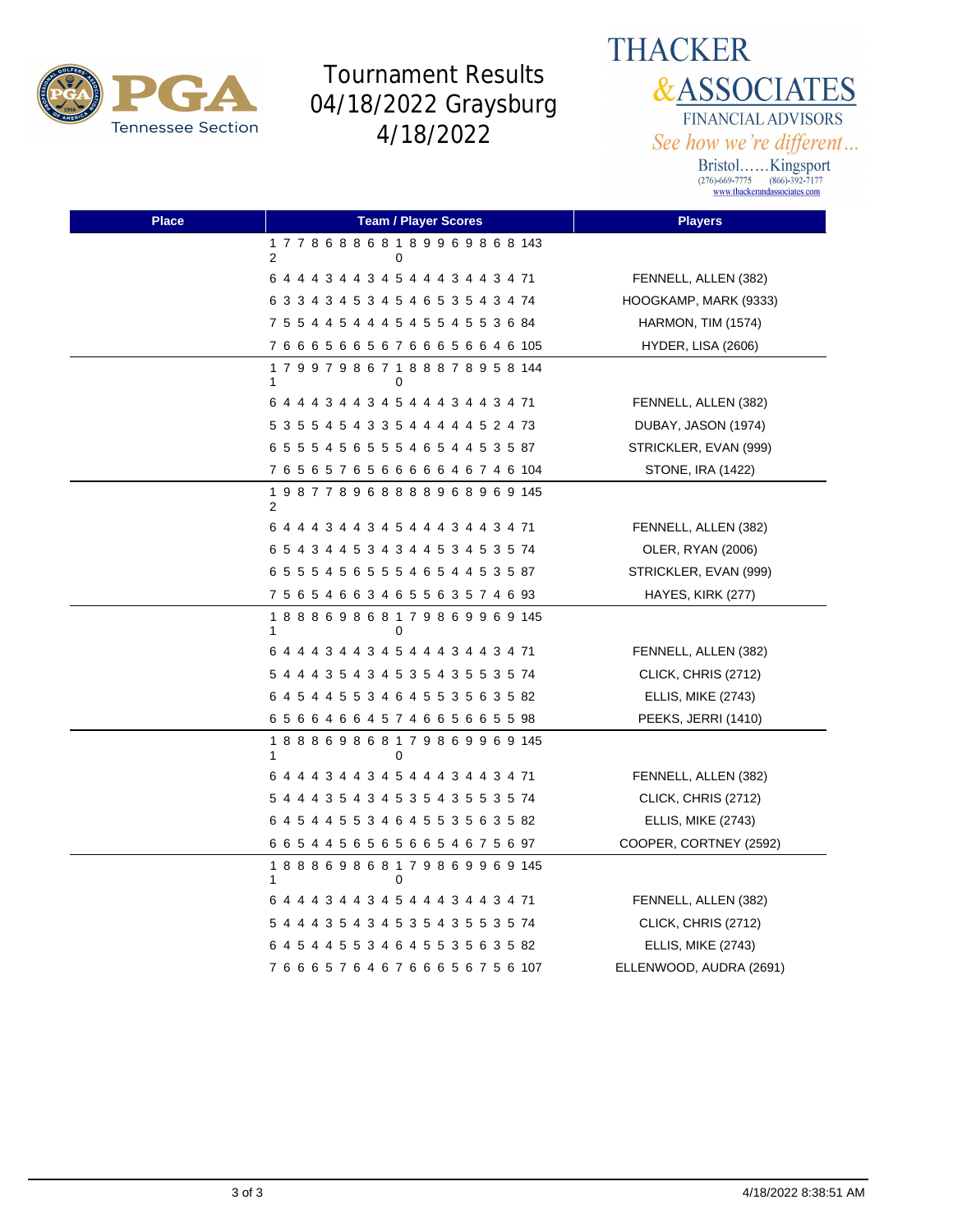# Tournament Results 04/18/2022 Graysburg 4/18/2022

THACKER &ASSOCIATES
FINANCIAL ADVISORS
*See how we're different...*
Bristol......Kingsport
(276)-669-7775 (866)-392-7177
www.thackerandassociates.com

| Place | Team / Player Scores | Players |
|---|---|---|
| | 12 7 7 8 6 8 8 6 8 10 8 9 9 6 9 8 6 8 143 | |
| | 6 4 4 4 3 4 4 3 4 5 4 4 4 3 4 4 3 4 71 | FENNELL, ALLEN (382) |
| | 6 3 3 4 3 4 5 3 4 5 4 6 5 3 5 4 3 4 74 | HOOGKAMP, MARK (9333) |
| | 7 5 5 4 4 5 4 4 4 5 4 5 5 4 5 5 3 6 84 | HARMON, TIM (1574) |
| | 7 6 6 6 5 6 6 5 6 7 6 6 6 5 6 6 4 6 105 | HYDER, LISA (2606) |
| | 11 7 9 9 7 9 8 6 7 10 8 8 8 7 8 9 5 8 144 | |
| | 6 4 4 4 3 4 4 3 4 5 4 4 4 3 4 4 3 4 71 | FENNELL, ALLEN (382) |
| | 5 3 5 5 4 5 4 3 3 5 4 4 4 4 4 5 2 4 73 | DUBAY, JASON (1974) |
| | 6 5 5 5 4 5 6 5 5 5 4 6 5 4 4 5 3 5 87 | STRICKLER, EVAN (999) |
| | 7 6 5 6 5 7 6 5 6 6 6 6 6 4 6 7 4 6 104 | STONE, IRA (1422) |
| | 12 9 8 7 7 8 9 6 8 8 8 8 9 6 8 9 6 9 145 | |
| | 6 4 4 4 3 4 4 3 4 5 4 4 4 3 4 4 3 4 71 | FENNELL, ALLEN (382) |
| | 6 5 4 3 4 4 5 3 4 3 4 4 5 3 4 5 3 5 74 | OLER, RYAN (2006) |
| | 6 5 5 5 4 5 6 5 5 5 4 6 5 4 4 5 3 5 87 | STRICKLER, EVAN (999) |
| | 7 5 6 5 4 6 6 3 4 6 5 5 6 3 5 7 4 6 93 | HAYES, KIRK (277) |
| | 11 8 8 8 6 9 8 6 8 10 7 9 8 6 9 9 6 9 145 | |
| | 6 4 4 4 3 4 4 3 4 5 4 4 4 3 4 4 3 4 71 | FENNELL, ALLEN (382) |
| | 5 4 4 4 3 5 4 3 4 5 3 5 4 3 5 5 3 5 74 | CLICK, CHRIS (2712) |
| | 6 4 5 4 4 5 5 3 4 6 4 5 5 3 5 6 3 5 82 | ELLIS, MIKE (2743) |
| | 6 5 6 6 4 6 6 4 5 7 4 6 6 5 6 6 5 5 98 | PEEKS, JERRI (1410) |
| | 11 8 8 8 6 9 8 6 8 10 7 9 8 6 9 9 6 9 145 | |
| | 6 4 4 4 3 4 4 3 4 5 4 4 4 3 4 4 3 4 71 | FENNELL, ALLEN (382) |
| | 5 4 4 4 3 5 4 3 4 5 3 5 4 3 5 5 3 5 74 | CLICK, CHRIS (2712) |
| | 6 4 5 4 4 5 5 3 4 6 4 5 5 3 5 6 3 5 82 | ELLIS, MIKE (2743) |
| | 6 6 5 4 4 5 6 5 6 5 6 6 5 4 6 7 5 6 97 | COOPER, CORTNEY (2592) |
| | 11 8 8 8 6 9 8 6 8 10 7 9 8 6 9 9 6 9 145 | |
| | 6 4 4 4 3 4 4 3 4 5 4 4 4 3 4 4 3 4 71 | FENNELL, ALLEN (382) |
| | 5 4 4 4 3 5 4 3 4 5 3 5 4 3 5 5 3 5 74 | CLICK, CHRIS (2712) |
| | 6 4 5 4 4 5 5 3 4 6 4 5 5 3 5 6 3 5 82 | ELLIS, MIKE (2743) |
| | 7 6 6 6 5 7 6 4 6 7 6 6 6 5 6 7 5 6 107 | ELLENWOOD, AUDRA (2691) |

4/18/2022 8:38:51 AM